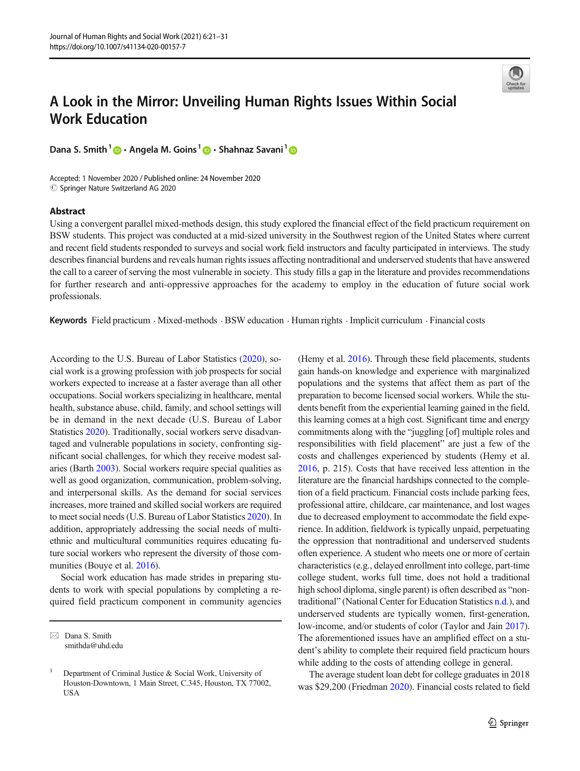# A Look in the Mirror: Unveiling Human Rights Issues Within Social Work Education

Dana S. Smith[1] · Angela M. Goins[1] · Shahnaz Savani[1]

Accepted: 1 November 2020 / Published online: 24 November 2020
© Springer Nature Switzerland AG 2020

## Abstract

Using a convergent parallel mixed-methods design, this study explored the financial effect of the field practicum requirement on BSW students. This project was conducted at a mid-sized university in the Southwest region of the United States where current and recent field students responded to surveys and social work field instructors and faculty participated in interviews. The study describes financial burdens and reveals human rights issues affecting nontraditional and underserved students that have answered the call to a career of serving the most vulnerable in society. This study fills a gap in the literature and provides recommendations for further research and anti-oppressive approaches for the academy to employ in the education of future social work professionals.

**Keywords** Field practicum · Mixed-methods · BSW education · Human rights · Implicit curriculum · Financial costs

According to the U.S. Bureau of Labor Statistics (2020), social work is a growing profession with job prospects for social workers expected to increase at a faster average than all other occupations. Social workers specializing in healthcare, mental health, substance abuse, child, family, and school settings will be in demand in the next decade (U.S. Bureau of Labor Statistics 2020). Traditionally, social workers serve disadvantaged and vulnerable populations in society, confronting significant social challenges, for which they receive modest salaries (Barth 2003). Social workers require special qualities as well as good organization, communication, problem-solving, and interpersonal skills. As the demand for social services increases, more trained and skilled social workers are required to meet social needs (U.S. Bureau of Labor Statistics 2020). In addition, appropriately addressing the social needs of multiethnic and multicultural communities requires educating future social workers who represent the diversity of those communities (Bouye et al. 2016).

Social work education has made strides in preparing students to work with special populations by completing a required field practicum component in community agencies (Hemy et al. 2016). Through these field placements, students gain hands-on knowledge and experience with marginalized populations and the systems that affect them as part of the preparation to become licensed social workers. While the students benefit from the experiential learning gained in the field, this learning comes at a high cost. Significant time and energy commitments along with the "juggling [of] multiple roles and responsibilities with field placement" are just a few of the costs and challenges experienced by students (Hemy et al. 2016, p. 215). Costs that have received less attention in the literature are the financial hardships connected to the completion of a field practicum. Financial costs include parking fees, professional attire, childcare, car maintenance, and lost wages due to decreased employment to accommodate the field experience. In addition, fieldwork is typically unpaid, perpetuating the oppression that nontraditional and underserved students often experience. A student who meets one or more of certain characteristics (e.g., delayed enrollment into college, part-time college student, works full time, does not hold a traditional high school diploma, single parent) is often described as "nontraditional" (National Center for Education Statistics n.d.), and underserved students are typically women, first-generation, low-income, and/or students of color (Taylor and Jain 2017). The aforementioned issues have an amplified effect on a student's ability to complete their required field practicum hours while adding to the costs of attending college in general.

The average student loan debt for college graduates in 2018 was $29,200 (Friedman 2020). Financial costs related to field

---

✉ Dana S. Smith
smithda@uhd.edu

[1] Department of Criminal Justice & Social Work, University of Houston-Downtown, 1 Main Street, C.345, Houston, TX 77002, USA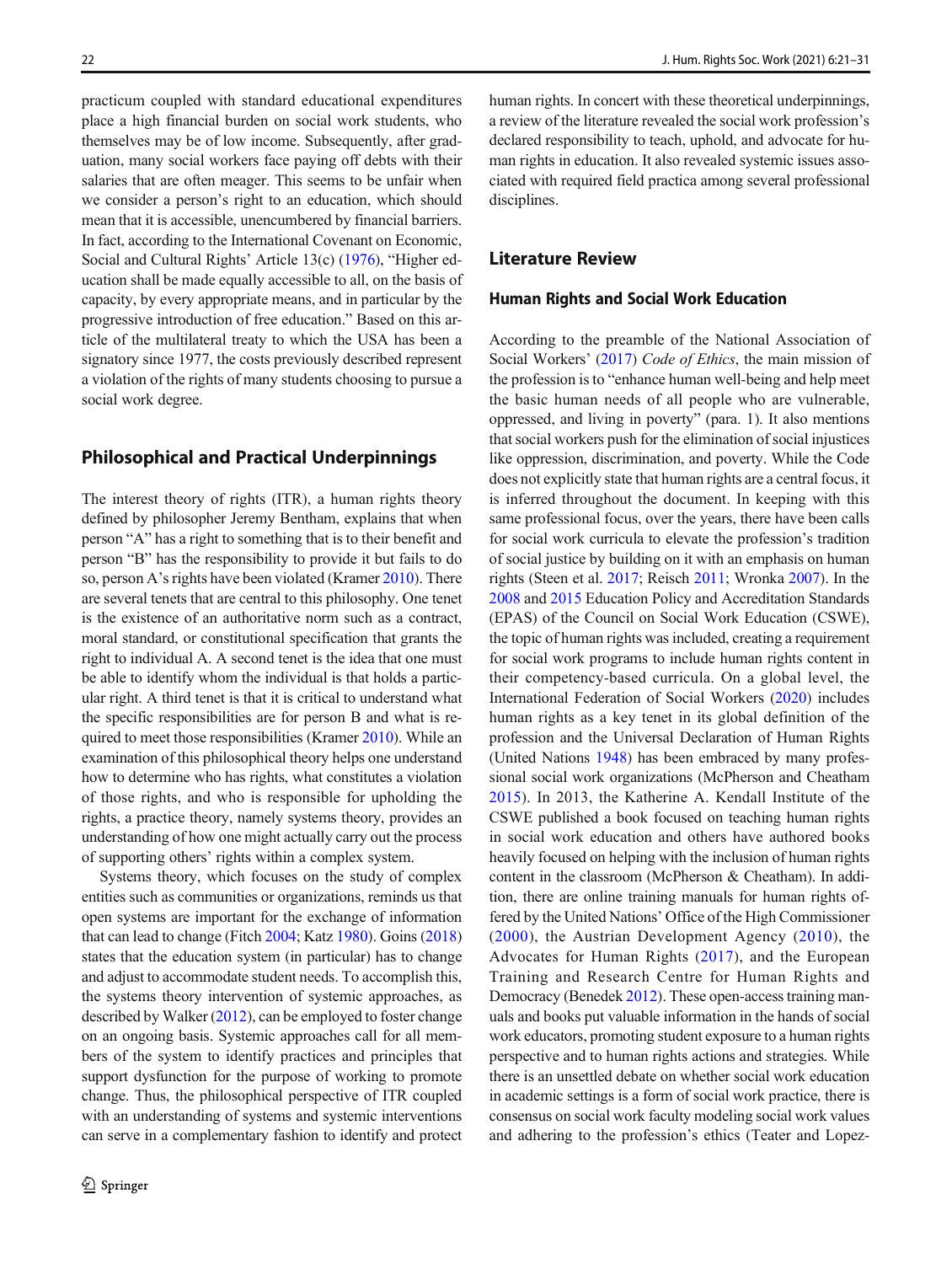practicum coupled with standard educational expenditures place a high financial burden on social work students, who themselves may be of low income. Subsequently, after graduation, many social workers face paying off debts with their salaries that are often meager. This seems to be unfair when we consider a person's right to an education, which should mean that it is accessible, unencumbered by financial barriers. In fact, according to the International Covenant on Economic, Social and Cultural Rights' Article 13(c) (1976), "Higher education shall be made equally accessible to all, on the basis of capacity, by every appropriate means, and in particular by the progressive introduction of free education." Based on this article of the multilateral treaty to which the USA has been a signatory since 1977, the costs previously described represent a violation of the rights of many students choosing to pursue a social work degree.

## Philosophical and Practical Underpinnings

The interest theory of rights (ITR), a human rights theory defined by philosopher Jeremy Bentham, explains that when person "A" has a right to something that is to their benefit and person "B" has the responsibility to provide it but fails to do so, person A's rights have been violated (Kramer 2010). There are several tenets that are central to this philosophy. One tenet is the existence of an authoritative norm such as a contract, moral standard, or constitutional specification that grants the right to individual A. A second tenet is the idea that one must be able to identify whom the individual is that holds a particular right. A third tenet is that it is critical to understand what the specific responsibilities are for person B and what is required to meet those responsibilities (Kramer 2010). While an examination of this philosophical theory helps one understand how to determine who has rights, what constitutes a violation of those rights, and who is responsible for upholding the rights, a practice theory, namely systems theory, provides an understanding of how one might actually carry out the process of supporting others' rights within a complex system.

Systems theory, which focuses on the study of complex entities such as communities or organizations, reminds us that open systems are important for the exchange of information that can lead to change (Fitch 2004; Katz 1980). Goins (2018) states that the education system (in particular) has to change and adjust to accommodate student needs. To accomplish this, the systems theory intervention of systemic approaches, as described by Walker (2012), can be employed to foster change on an ongoing basis. Systemic approaches call for all members of the system to identify practices and principles that support dysfunction for the purpose of working to promote change. Thus, the philosophical perspective of ITR coupled with an understanding of systems and systemic interventions can serve in a complementary fashion to identify and protect human rights. In concert with these theoretical underpinnings, a review of the literature revealed the social work profession's declared responsibility to teach, uphold, and advocate for human rights in education. It also revealed systemic issues associated with required field practica among several professional disciplines.

## Literature Review

### Human Rights and Social Work Education

According to the preamble of the National Association of Social Workers' (2017) *Code of Ethics*, the main mission of the profession is to "enhance human well-being and help meet the basic human needs of all people who are vulnerable, oppressed, and living in poverty" (para. 1). It also mentions that social workers push for the elimination of social injustices like oppression, discrimination, and poverty. While the Code does not explicitly state that human rights are a central focus, it is inferred throughout the document. In keeping with this same professional focus, over the years, there have been calls for social work curricula to elevate the profession's tradition of social justice by building on it with an emphasis on human rights (Steen et al. 2017; Reisch 2011; Wronka 2007). In the 2008 and 2015 Education Policy and Accreditation Standards (EPAS) of the Council on Social Work Education (CSWE), the topic of human rights was included, creating a requirement for social work programs to include human rights content in their competency-based curricula. On a global level, the International Federation of Social Workers (2020) includes human rights as a key tenet in its global definition of the profession and the Universal Declaration of Human Rights (United Nations 1948) has been embraced by many professional social work organizations (McPherson and Cheatham 2015). In 2013, the Katherine A. Kendall Institute of the CSWE published a book focused on teaching human rights in social work education and others have authored books heavily focused on helping with the inclusion of human rights content in the classroom (McPherson & Cheatham). In addition, there are online training manuals for human rights offered by the United Nations' Office of the High Commissioner (2000), the Austrian Development Agency (2010), the Advocates for Human Rights (2017), and the European Training and Research Centre for Human Rights and Democracy (Benedek 2012). These open-access training manuals and books put valuable information in the hands of social work educators, promoting student exposure to a human rights perspective and to human rights actions and strategies. While there is an unsettled debate on whether social work education in academic settings is a form of social work practice, there is consensus on social work faculty modeling social work values and adhering to the profession's ethics (Teater and Lopez-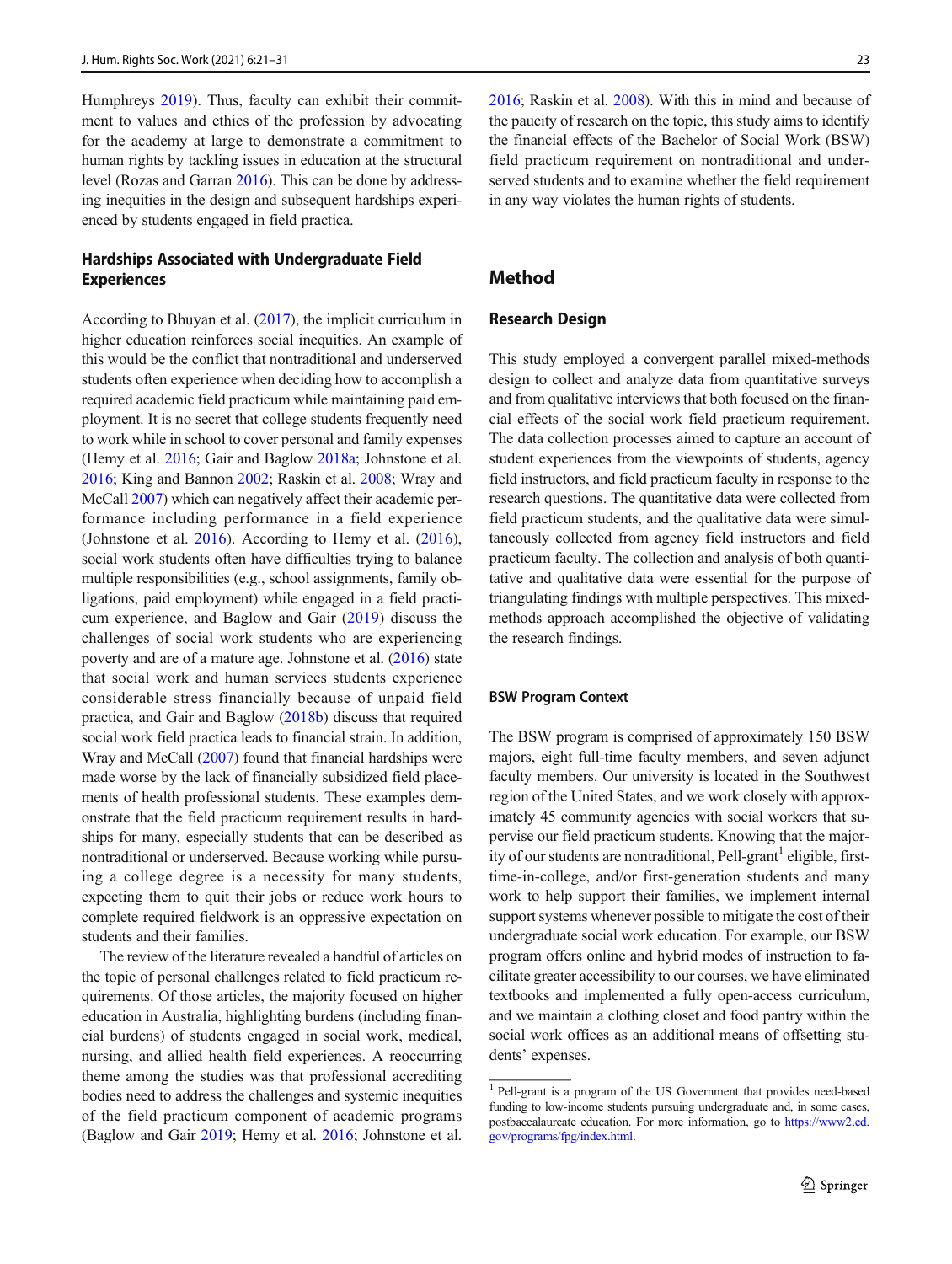Humphreys 2019). Thus, faculty can exhibit their commitment to values and ethics of the profession by advocating for the academy at large to demonstrate a commitment to human rights by tackling issues in education at the structural level (Rozas and Garran 2016). This can be done by addressing inequities in the design and subsequent hardships experienced by students engaged in field practica.

### Hardships Associated with Undergraduate Field Experiences

According to Bhuyan et al. (2017), the implicit curriculum in higher education reinforces social inequities. An example of this would be the conflict that nontraditional and underserved students often experience when deciding how to accomplish a required academic field practicum while maintaining paid employment. It is no secret that college students frequently need to work while in school to cover personal and family expenses (Hemy et al. 2016; Gair and Baglow 2018a; Johnstone et al. 2016; King and Bannon 2002; Raskin et al. 2008; Wray and McCall 2007) which can negatively affect their academic performance including performance in a field experience (Johnstone et al. 2016). According to Hemy et al. (2016), social work students often have difficulties trying to balance multiple responsibilities (e.g., school assignments, family obligations, paid employment) while engaged in a field practicum experience, and Baglow and Gair (2019) discuss the challenges of social work students who are experiencing poverty and are of a mature age. Johnstone et al. (2016) state that social work and human services students experience considerable stress financially because of unpaid field practica, and Gair and Baglow (2018b) discuss that required social work field practica leads to financial strain. In addition, Wray and McCall (2007) found that financial hardships were made worse by the lack of financially subsidized field placements of health professional students. These examples demonstrate that the field practicum requirement results in hardships for many, especially students that can be described as nontraditional or underserved. Because working while pursuing a college degree is a necessity for many students, expecting them to quit their jobs or reduce work hours to complete required fieldwork is an oppressive expectation on students and their families.

The review of the literature revealed a handful of articles on the topic of personal challenges related to field practicum requirements. Of those articles, the majority focused on higher education in Australia, highlighting burdens (including financial burdens) of students engaged in social work, medical, nursing, and allied health field experiences. A reoccurring theme among the studies was that professional accrediting bodies need to address the challenges and systemic inequities of the field practicum component of academic programs (Baglow and Gair 2019; Hemy et al. 2016; Johnstone et al. 2016; Raskin et al. 2008). With this in mind and because of the paucity of research on the topic, this study aims to identify the financial effects of the Bachelor of Social Work (BSW) field practicum requirement on nontraditional and underserved students and to examine whether the field requirement in any way violates the human rights of students.

## Method

### Research Design

This study employed a convergent parallel mixed-methods design to collect and analyze data from quantitative surveys and from qualitative interviews that both focused on the financial effects of the social work field practicum requirement. The data collection processes aimed to capture an account of student experiences from the viewpoints of students, agency field instructors, and field practicum faculty in response to the research questions. The quantitative data were collected from field practicum students, and the qualitative data were simultaneously collected from agency field instructors and field practicum faculty. The collection and analysis of both quantitative and qualitative data were essential for the purpose of triangulating findings with multiple perspectives. This mixed-methods approach accomplished the objective of validating the research findings.

#### BSW Program Context

The BSW program is comprised of approximately 150 BSW majors, eight full-time faculty members, and seven adjunct faculty members. Our university is located in the Southwest region of the United States, and we work closely with approximately 45 community agencies with social workers that supervise our field practicum students. Knowing that the majority of our students are nontraditional, Pell-grant[1] eligible, first-time-in-college, and/or first-generation students and many work to help support their families, we implement internal support systems whenever possible to mitigate the cost of their undergraduate social work education. For example, our BSW program offers online and hybrid modes of instruction to facilitate greater accessibility to our courses, we have eliminated textbooks and implemented a fully open-access curriculum, and we maintain a clothing closet and food pantry within the social work offices as an additional means of offsetting students' expenses.

[1] Pell-grant is a program of the US Government that provides need-based funding to low-income students pursuing undergraduate and, in some cases, postbaccalaureate education. For more information, go to https://www2.ed.gov/programs/fpg/index.html.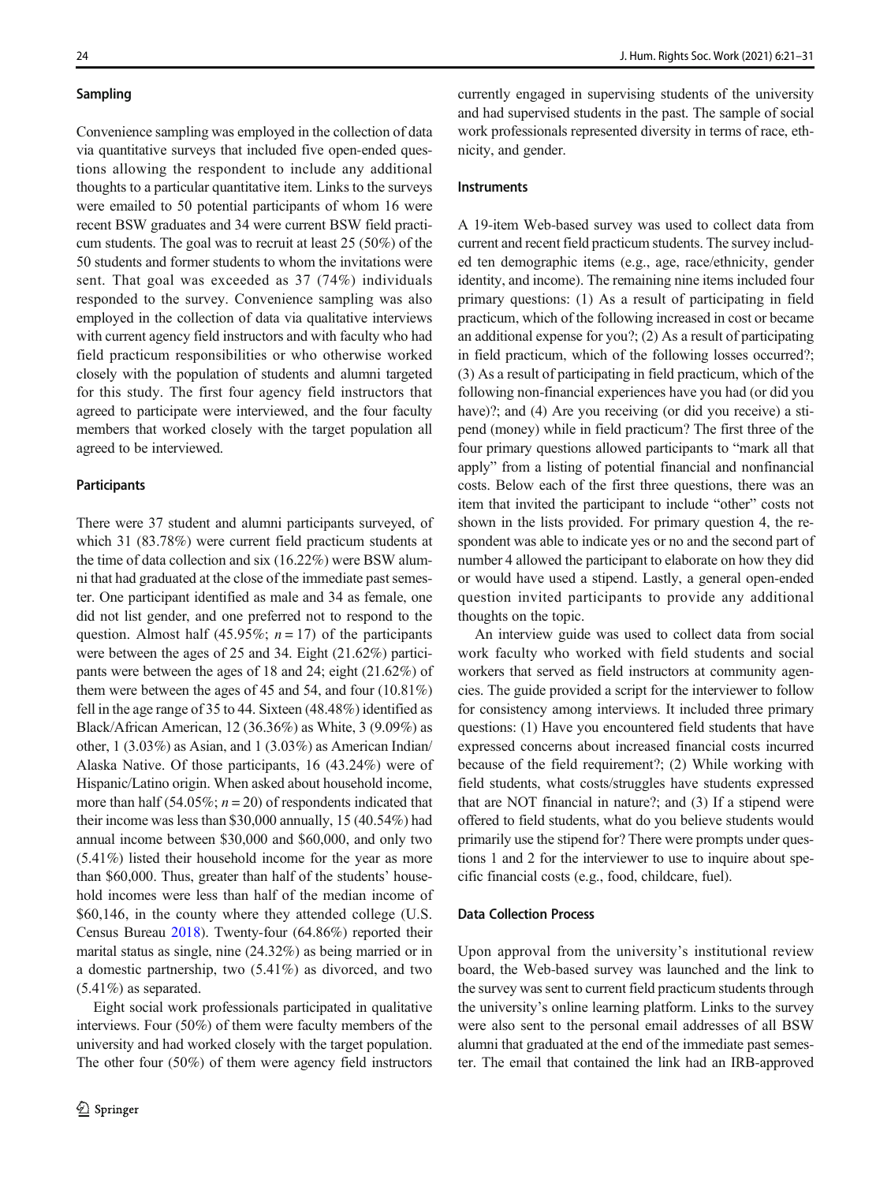### Sampling

Convenience sampling was employed in the collection of data via quantitative surveys that included five open-ended questions allowing the respondent to include any additional thoughts to a particular quantitative item. Links to the surveys were emailed to 50 potential participants of whom 16 were recent BSW graduates and 34 were current BSW field practicum students. The goal was to recruit at least 25 (50%) of the 50 students and former students to whom the invitations were sent. That goal was exceeded as 37 (74%) individuals responded to the survey. Convenience sampling was also employed in the collection of data via qualitative interviews with current agency field instructors and with faculty who had field practicum responsibilities or who otherwise worked closely with the population of students and alumni targeted for this study. The first four agency field instructors that agreed to participate were interviewed, and the four faculty members that worked closely with the target population all agreed to be interviewed.

### Participants

There were 37 student and alumni participants surveyed, of which 31 (83.78%) were current field practicum students at the time of data collection and six (16.22%) were BSW alumni that had graduated at the close of the immediate past semester. One participant identified as male and 34 as female, one did not list gender, and one preferred not to respond to the question. Almost half (45.95%; $n = 17$) of the participants were between the ages of 25 and 34. Eight (21.62%) participants were between the ages of 18 and 24; eight (21.62%) of them were between the ages of 45 and 54, and four (10.81%) fell in the age range of 35 to 44. Sixteen (48.48%) identified as Black/African American, 12 (36.36%) as White, 3 (9.09%) as other, 1 (3.03%) as Asian, and 1 (3.03%) as American Indian/Alaska Native. Of those participants, 16 (43.24%) were of Hispanic/Latino origin. When asked about household income, more than half (54.05%; $n = 20$) of respondents indicated that their income was less than $30,000 annually, 15 (40.54%) had annual income between $30,000 and $60,000, and only two (5.41%) listed their household income for the year as more than $60,000. Thus, greater than half of the students' household incomes were less than half of the median income of $60,146, in the county where they attended college (U.S. Census Bureau 2018). Twenty-four (64.86%) reported their marital status as single, nine (24.32%) as being married or in a domestic partnership, two (5.41%) as divorced, and two (5.41%) as separated.

Eight social work professionals participated in qualitative interviews. Four (50%) of them were faculty members of the university and had worked closely with the target population. The other four (50%) of them were agency field instructors currently engaged in supervising students of the university and had supervised students in the past. The sample of social work professionals represented diversity in terms of race, ethnicity, and gender.

### Instruments

A 19-item Web-based survey was used to collect data from current and recent field practicum students. The survey included ten demographic items (e.g., age, race/ethnicity, gender identity, and income). The remaining nine items included four primary questions: (1) As a result of participating in field practicum, which of the following increased in cost or became an additional expense for you?; (2) As a result of participating in field practicum, which of the following losses occurred?; (3) As a result of participating in field practicum, which of the following non-financial experiences have you had (or did you have)?; and (4) Are you receiving (or did you receive) a stipend (money) while in field practicum? The first three of the four primary questions allowed participants to "mark all that apply" from a listing of potential financial and nonfinancial costs. Below each of the first three questions, there was an item that invited the participant to include "other" costs not shown in the lists provided. For primary question 4, the respondent was able to indicate yes or no and the second part of number 4 allowed the participant to elaborate on how they did or would have used a stipend. Lastly, a general open-ended question invited participants to provide any additional thoughts on the topic.

An interview guide was used to collect data from social work faculty who worked with field students and social workers that served as field instructors at community agencies. The guide provided a script for the interviewer to follow for consistency among interviews. It included three primary questions: (1) Have you encountered field students that have expressed concerns about increased financial costs incurred because of the field requirement?; (2) While working with field students, what costs/struggles have students expressed that are NOT financial in nature?; and (3) If a stipend were offered to field students, what do you believe students would primarily use the stipend for? There were prompts under questions 1 and 2 for the interviewer to use to inquire about specific financial costs (e.g., food, childcare, fuel).

### Data Collection Process

Upon approval from the university's institutional review board, the Web-based survey was launched and the link to the survey was sent to current field practicum students through the university's online learning platform. Links to the survey were also sent to the personal email addresses of all BSW alumni that graduated at the end of the immediate past semester. The email that contained the link had an IRB-approved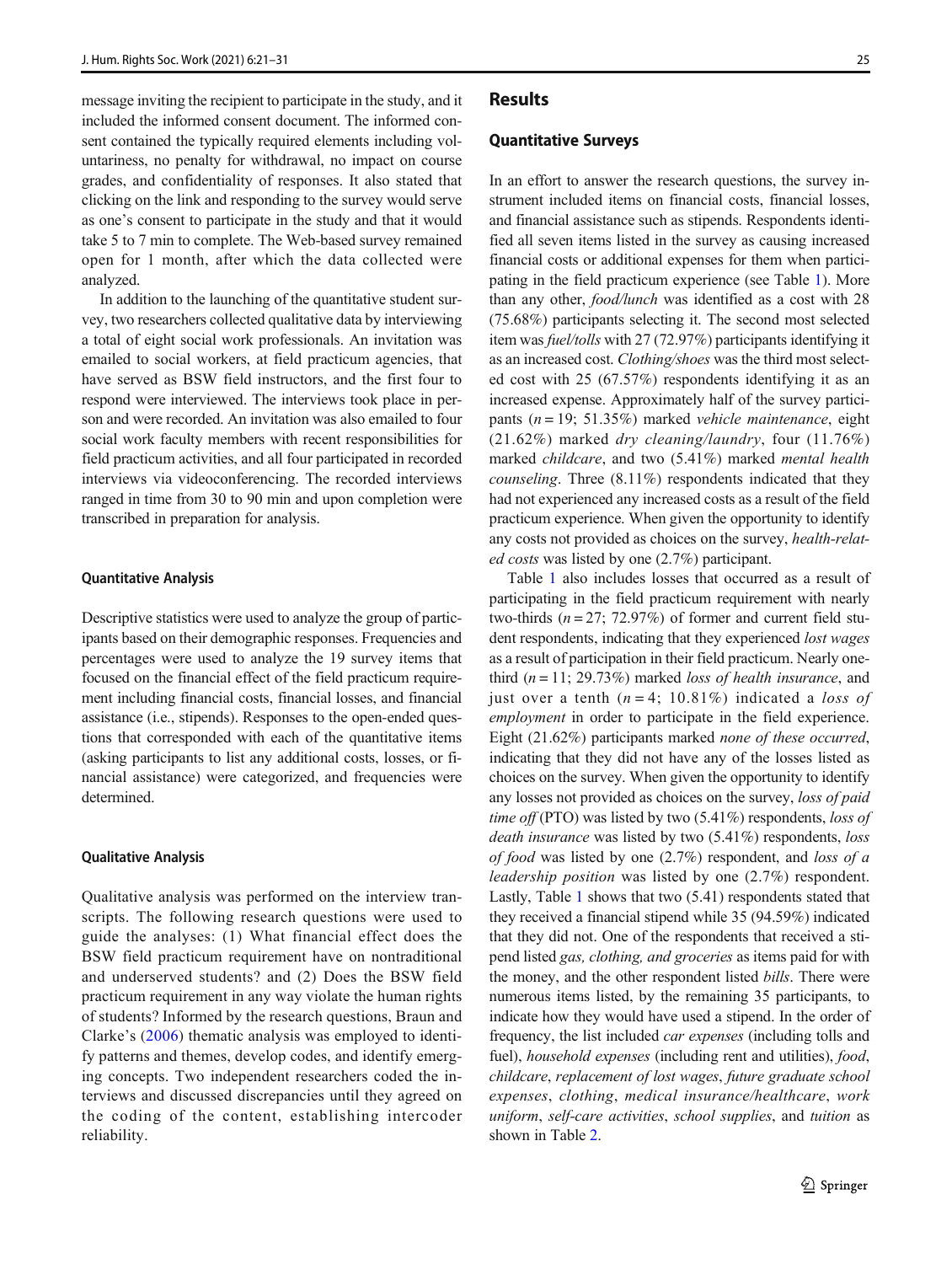message inviting the recipient to participate in the study, and it included the informed consent document. The informed consent contained the typically required elements including voluntariness, no penalty for withdrawal, no impact on course grades, and confidentiality of responses. It also stated that clicking on the link and responding to the survey would serve as one's consent to participate in the study and that it would take 5 to 7 min to complete. The Web-based survey remained open for 1 month, after which the data collected were analyzed.

In addition to the launching of the quantitative student survey, two researchers collected qualitative data by interviewing a total of eight social work professionals. An invitation was emailed to social workers, at field practicum agencies, that have served as BSW field instructors, and the first four to respond were interviewed. The interviews took place in person and were recorded. An invitation was also emailed to four social work faculty members with recent responsibilities for field practicum activities, and all four participated in recorded interviews via videoconferencing. The recorded interviews ranged in time from 30 to 90 min and upon completion were transcribed in preparation for analysis.

### Quantitative Analysis

Descriptive statistics were used to analyze the group of participants based on their demographic responses. Frequencies and percentages were used to analyze the 19 survey items that focused on the financial effect of the field practicum requirement including financial costs, financial losses, and financial assistance (i.e., stipends). Responses to the open-ended questions that corresponded with each of the quantitative items (asking participants to list any additional costs, losses, or financial assistance) were categorized, and frequencies were determined.

### Qualitative Analysis

Qualitative analysis was performed on the interview transcripts. The following research questions were used to guide the analyses: (1) What financial effect does the BSW field practicum requirement have on nontraditional and underserved students? and (2) Does the BSW field practicum requirement in any way violate the human rights of students? Informed by the research questions, Braun and Clarke's (2006) thematic analysis was employed to identify patterns and themes, develop codes, and identify emerging concepts. Two independent researchers coded the interviews and discussed discrepancies until they agreed on the coding of the content, establishing intercoder reliability.

## Results

### Quantitative Surveys

In an effort to answer the research questions, the survey instrument included items on financial costs, financial losses, and financial assistance such as stipends. Respondents identified all seven items listed in the survey as causing increased financial costs or additional expenses for them when participating in the field practicum experience (see Table 1). More than any other, *food/lunch* was identified as a cost with 28 (75.68%) participants selecting it. The second most selected item was *fuel/tolls* with 27 (72.97%) participants identifying it as an increased cost. *Clothing/shoes* was the third most selected cost with 25 (67.57%) respondents identifying it as an increased expense. Approximately half of the survey participants ($n = 19$; 51.35%) marked *vehicle maintenance*, eight (21.62%) marked *dry cleaning/laundry*, four (11.76%) marked *childcare*, and two (5.41%) marked *mental health counseling*. Three (8.11%) respondents indicated that they had not experienced any increased costs as a result of the field practicum experience. When given the opportunity to identify any costs not provided as choices on the survey, *health-related costs* was listed by one (2.7%) participant.

Table 1 also includes losses that occurred as a result of participating in the field practicum requirement with nearly two-thirds ($n = 27$; 72.97%) of former and current field student respondents, indicating that they experienced *lost wages* as a result of participation in their field practicum. Nearly one-third ($n = 11$; 29.73%) marked *loss of health insurance*, and just over a tenth ($n = 4$; 10.81%) indicated a *loss of employment* in order to participate in the field experience. Eight (21.62%) participants marked *none of these occurred*, indicating that they did not have any of the losses listed as choices on the survey. When given the opportunity to identify any losses not provided as choices on the survey, *loss of paid time off* (PTO) was listed by two (5.41%) respondents, *loss of death insurance* was listed by two (5.41%) respondents, *loss of food* was listed by one (2.7%) respondent, and *loss of a leadership position* was listed by one (2.7%) respondent. Lastly, Table 1 shows that two (5.41) respondents stated that they received a financial stipend while 35 (94.59%) indicated that they did not. One of the respondents that received a stipend listed *gas, clothing, and groceries* as items paid for with the money, and the other respondent listed *bills*. There were numerous items listed, by the remaining 35 participants, to indicate how they would have used a stipend. In the order of frequency, the list included *car expenses* (including tolls and fuel), *household expenses* (including rent and utilities), *food*, *childcare*, *replacement of lost wages*, *future graduate school expenses*, *clothing*, *medical insurance/healthcare*, *work uniform*, *self-care activities*, *school supplies*, and *tuition* as shown in Table 2.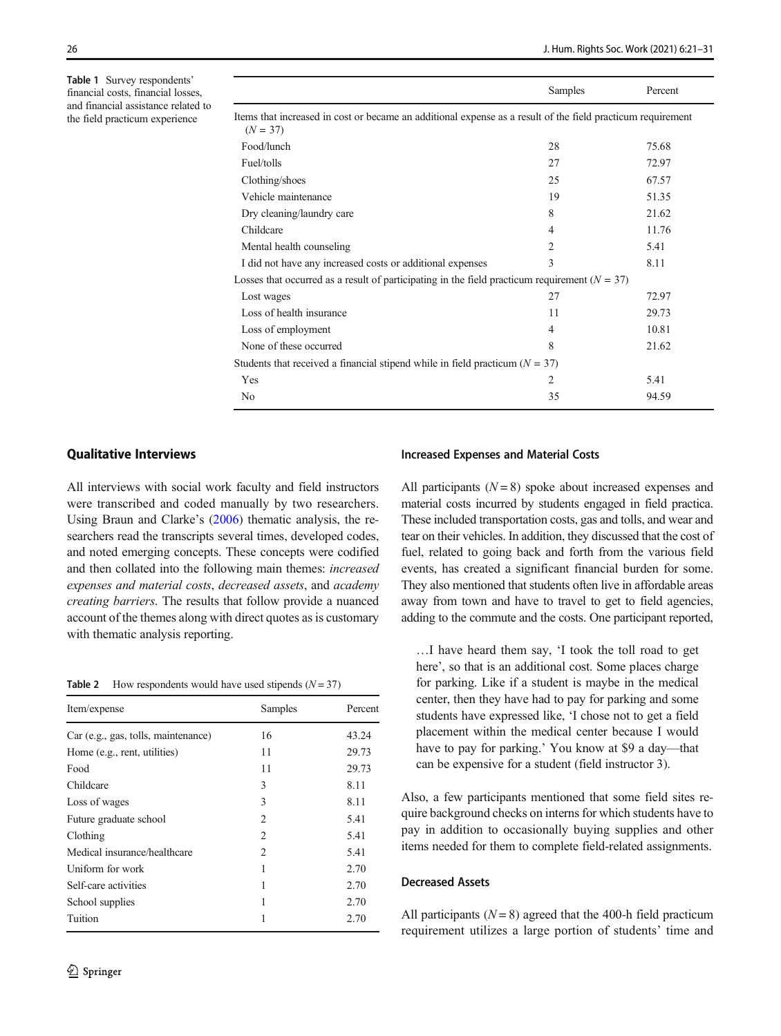Table 1 Survey respondents' financial costs, financial losses, and financial assistance related to the field practicum experience

| | Samples | Percent |
|---|---|---|
| Items that increased in cost or became an additional expense as a result of the field practicum requirement ($N = 37$) | | |
| Food/lunch | 28 | 75.68 |
| Fuel/tolls | 27 | 72.97 |
| Clothing/shoes | 25 | 67.57 |
| Vehicle maintenance | 19 | 51.35 |
| Dry cleaning/laundry care | 8 | 21.62 |
| Childcare | 4 | 11.76 |
| Mental health counseling | 2 | 5.41 |
| I did not have any increased costs or additional expenses | 3 | 8.11 |
| Losses that occurred as a result of participating in the field practicum requirement ($N = 37$) | | |
| Lost wages | 27 | 72.97 |
| Loss of health insurance | 11 | 29.73 |
| Loss of employment | 4 | 10.81 |
| None of these occurred | 8 | 21.62 |
| Students that received a financial stipend while in field practicum ($N = 37$) | | |
| Yes | 2 | 5.41 |
| No | 35 | 94.59 |

## Qualitative Interviews

All interviews with social work faculty and field instructors were transcribed and coded manually by two researchers. Using Braun and Clarke's (2006) thematic analysis, the researchers read the transcripts several times, developed codes, and noted emerging concepts. These concepts were codified and then collated into the following main themes: *increased expenses and material costs*, *decreased assets*, and *academy creating barriers*. The results that follow provide a nuanced account of the themes along with direct quotes as is customary with thematic analysis reporting.

Table 2 How respondents would have used stipends ($N = 37$)

| Item/expense | Samples | Percent |
|---|---|---|
| Car (e.g., gas, tolls, maintenance) | 16 | 43.24 |
| Home (e.g., rent, utilities) | 11 | 29.73 |
| Food | 11 | 29.73 |
| Childcare | 3 | 8.11 |
| Loss of wages | 3 | 8.11 |
| Future graduate school | 2 | 5.41 |
| Clothing | 2 | 5.41 |
| Medical insurance/healthcare | 2 | 5.41 |
| Uniform for work | 1 | 2.70 |
| Self-care activities | 1 | 2.70 |
| School supplies | 1 | 2.70 |
| Tuition | 1 | 2.70 |

### Increased Expenses and Material Costs

All participants ($N = 8$) spoke about increased expenses and material costs incurred by students engaged in field practica. These included transportation costs, gas and tolls, and wear and tear on their vehicles. In addition, they discussed that the cost of fuel, related to going back and forth from the various field events, has created a significant financial burden for some. They also mentioned that students often live in affordable areas away from town and have to travel to get to field agencies, adding to the commute and the costs. One participant reported,

> …I have heard them say, 'I took the toll road to get here', so that is an additional cost. Some places charge for parking. Like if a student is maybe in the medical center, then they have had to pay for parking and some students have expressed like, 'I chose not to get a field placement within the medical center because I would have to pay for parking.' You know at \$9 a day—that can be expensive for a student (field instructor 3).

Also, a few participants mentioned that some field sites require background checks on interns for which students have to pay in addition to occasionally buying supplies and other items needed for them to complete field-related assignments.

### Decreased Assets

All participants ($N = 8$) agreed that the 400-h field practicum requirement utilizes a large portion of students' time and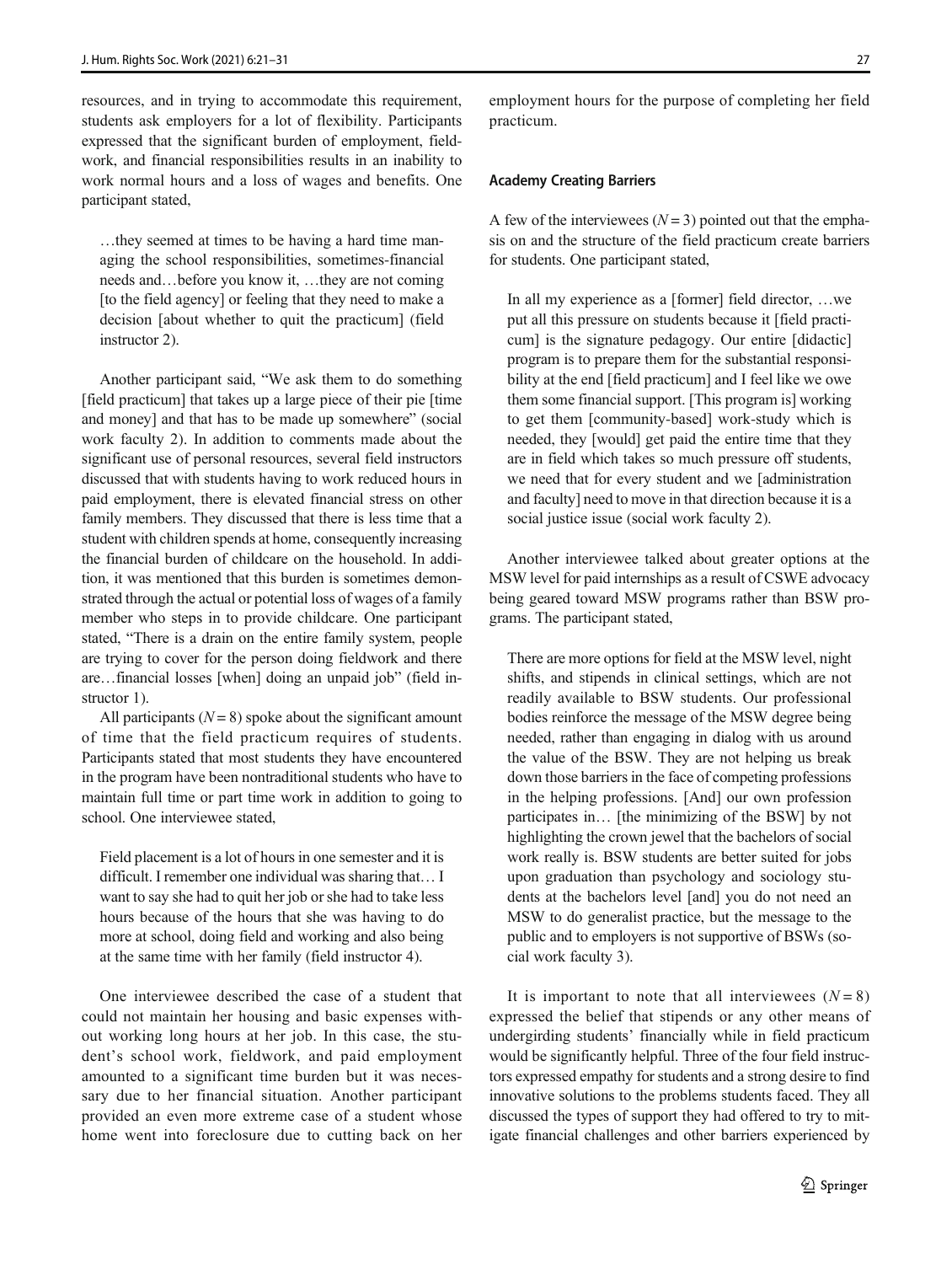resources, and in trying to accommodate this requirement, students ask employers for a lot of flexibility. Participants expressed that the significant burden of employment, fieldwork, and financial responsibilities results in an inability to work normal hours and a loss of wages and benefits. One participant stated,

> …they seemed at times to be having a hard time managing the school responsibilities, sometimes-financial needs and…before you know it, …they are not coming [to the field agency] or feeling that they need to make a decision [about whether to quit the practicum] (field instructor 2).

Another participant said, "We ask them to do something [field practicum] that takes up a large piece of their pie [time and money] and that has to be made up somewhere" (social work faculty 2). In addition to comments made about the significant use of personal resources, several field instructors discussed that with students having to work reduced hours in paid employment, there is elevated financial stress on other family members. They discussed that there is less time that a student with children spends at home, consequently increasing the financial burden of childcare on the household. In addition, it was mentioned that this burden is sometimes demonstrated through the actual or potential loss of wages of a family member who steps in to provide childcare. One participant stated, "There is a drain on the entire family system, people are trying to cover for the person doing fieldwork and there are…financial losses [when] doing an unpaid job" (field instructor 1).

All participants ($N = 8$) spoke about the significant amount of time that the field practicum requires of students. Participants stated that most students they have encountered in the program have been nontraditional students who have to maintain full time or part time work in addition to going to school. One interviewee stated,

> Field placement is a lot of hours in one semester and it is difficult. I remember one individual was sharing that… I want to say she had to quit her job or she had to take less hours because of the hours that she was having to do more at school, doing field and working and also being at the same time with her family (field instructor 4).

One interviewee described the case of a student that could not maintain her housing and basic expenses without working long hours at her job. In this case, the student's school work, fieldwork, and paid employment amounted to a significant time burden but it was necessary due to her financial situation. Another participant provided an even more extreme case of a student whose home went into foreclosure due to cutting back on her employment hours for the purpose of completing her field practicum.

### Academy Creating Barriers

A few of the interviewees ($N = 3$) pointed out that the emphasis on and the structure of the field practicum create barriers for students. One participant stated,

> In all my experience as a [former] field director, …we put all this pressure on students because it [field practicum] is the signature pedagogy. Our entire [didactic] program is to prepare them for the substantial responsibility at the end [field practicum] and I feel like we owe them some financial support. [This program is] working to get them [community-based] work-study which is needed, they [would] get paid the entire time that they are in field which takes so much pressure off students, we need that for every student and we [administration and faculty] need to move in that direction because it is a social justice issue (social work faculty 2).

Another interviewee talked about greater options at the MSW level for paid internships as a result of CSWE advocacy being geared toward MSW programs rather than BSW programs. The participant stated,

> There are more options for field at the MSW level, night shifts, and stipends in clinical settings, which are not readily available to BSW students. Our professional bodies reinforce the message of the MSW degree being needed, rather than engaging in dialog with us around the value of the BSW. They are not helping us break down those barriers in the face of competing professions in the helping professions. [And] our own profession participates in… [the minimizing of the BSW] by not highlighting the crown jewel that the bachelors of social work really is. BSW students are better suited for jobs upon graduation than psychology and sociology students at the bachelors level [and] you do not need an MSW to do generalist practice, but the message to the public and to employers is not supportive of BSWs (social work faculty 3).

It is important to note that all interviewees ($N = 8$) expressed the belief that stipends or any other means of undergirding students' financially while in field practicum would be significantly helpful. Three of the four field instructors expressed empathy for students and a strong desire to find innovative solutions to the problems students faced. They all discussed the types of support they had offered to try to mitigate financial challenges and other barriers experienced by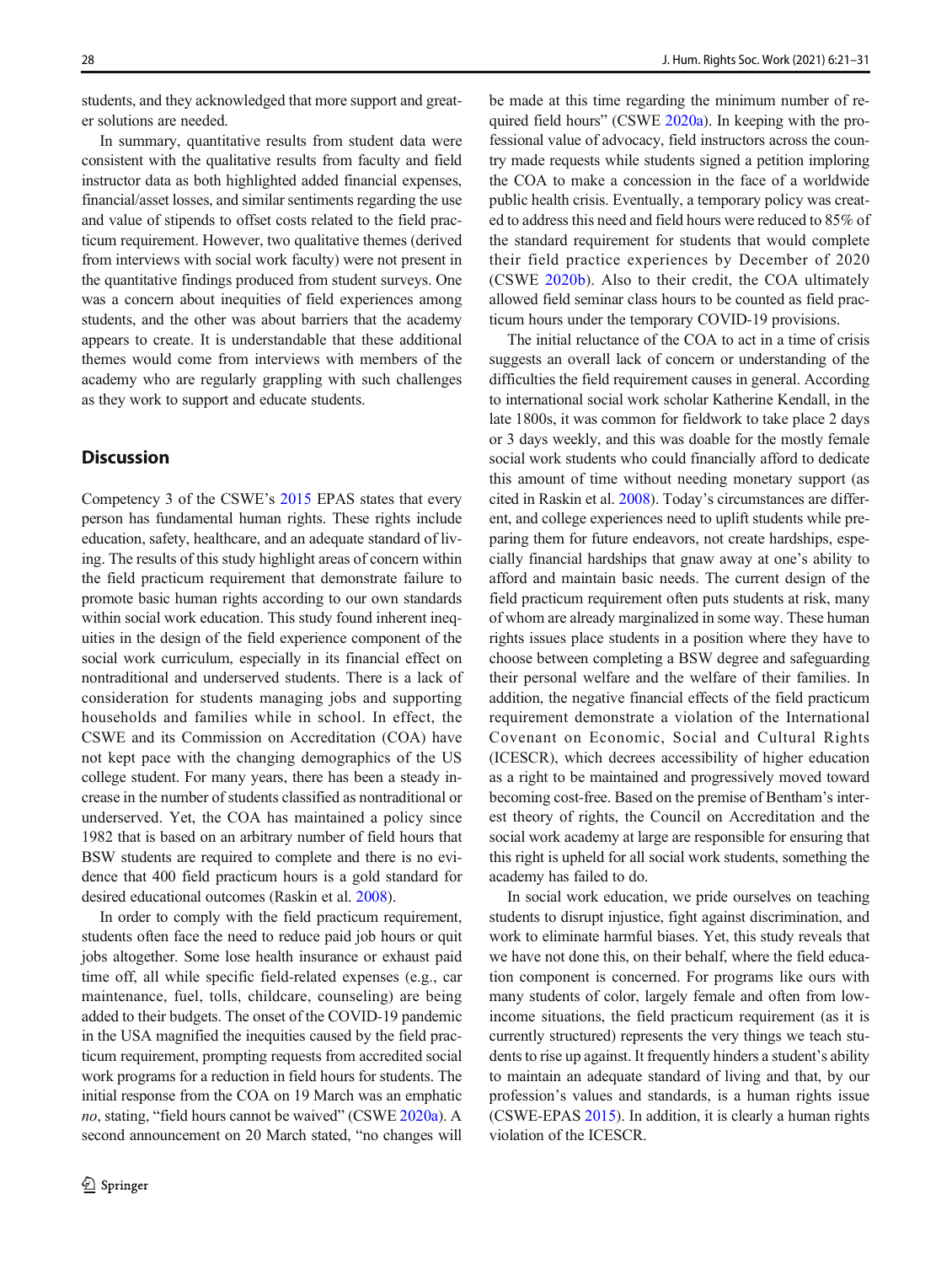students, and they acknowledged that more support and greater solutions are needed.

In summary, quantitative results from student data were consistent with the qualitative results from faculty and field instructor data as both highlighted added financial expenses, financial/asset losses, and similar sentiments regarding the use and value of stipends to offset costs related to the field practicum requirement. However, two qualitative themes (derived from interviews with social work faculty) were not present in the quantitative findings produced from student surveys. One was a concern about inequities of field experiences among students, and the other was about barriers that the academy appears to create. It is understandable that these additional themes would come from interviews with members of the academy who are regularly grappling with such challenges as they work to support and educate students.

## Discussion

Competency 3 of the CSWE's 2015 EPAS states that every person has fundamental human rights. These rights include education, safety, healthcare, and an adequate standard of living. The results of this study highlight areas of concern within the field practicum requirement that demonstrate failure to promote basic human rights according to our own standards within social work education. This study found inherent inequities in the design of the field experience component of the social work curriculum, especially in its financial effect on nontraditional and underserved students. There is a lack of consideration for students managing jobs and supporting households and families while in school. In effect, the CSWE and its Commission on Accreditation (COA) have not kept pace with the changing demographics of the US college student. For many years, there has been a steady increase in the number of students classified as nontraditional or underserved. Yet, the COA has maintained a policy since 1982 that is based on an arbitrary number of field hours that BSW students are required to complete and there is no evidence that 400 field practicum hours is a gold standard for desired educational outcomes (Raskin et al. 2008).

In order to comply with the field practicum requirement, students often face the need to reduce paid job hours or quit jobs altogether. Some lose health insurance or exhaust paid time off, all while specific field-related expenses (e.g., car maintenance, fuel, tolls, childcare, counseling) are being added to their budgets. The onset of the COVID-19 pandemic in the USA magnified the inequities caused by the field practicum requirement, prompting requests from accredited social work programs for a reduction in field hours for students. The initial response from the COA on 19 March was an emphatic *no*, stating, "field hours cannot be waived" (CSWE 2020a). A second announcement on 20 March stated, "no changes will be made at this time regarding the minimum number of required field hours" (CSWE 2020a). In keeping with the professional value of advocacy, field instructors across the country made requests while students signed a petition imploring the COA to make a concession in the face of a worldwide public health crisis. Eventually, a temporary policy was created to address this need and field hours were reduced to 85% of the standard requirement for students that would complete their field practice experiences by December of 2020 (CSWE 2020b). Also to their credit, the COA ultimately allowed field seminar class hours to be counted as field practicum hours under the temporary COVID-19 provisions.

The initial reluctance of the COA to act in a time of crisis suggests an overall lack of concern or understanding of the difficulties the field requirement causes in general. According to international social work scholar Katherine Kendall, in the late 1800s, it was common for fieldwork to take place 2 days or 3 days weekly, and this was doable for the mostly female social work students who could financially afford to dedicate this amount of time without needing monetary support (as cited in Raskin et al. 2008). Today's circumstances are different, and college experiences need to uplift students while preparing them for future endeavors, not create hardships, especially financial hardships that gnaw away at one's ability to afford and maintain basic needs. The current design of the field practicum requirement often puts students at risk, many of whom are already marginalized in some way. These human rights issues place students in a position where they have to choose between completing a BSW degree and safeguarding their personal welfare and the welfare of their families. In addition, the negative financial effects of the field practicum requirement demonstrate a violation of the International Covenant on Economic, Social and Cultural Rights (ICESCR), which decrees accessibility of higher education as a right to be maintained and progressively moved toward becoming cost-free. Based on the premise of Bentham's interest theory of rights, the Council on Accreditation and the social work academy at large are responsible for ensuring that this right is upheld for all social work students, something the academy has failed to do.

In social work education, we pride ourselves on teaching students to disrupt injustice, fight against discrimination, and work to eliminate harmful biases. Yet, this study reveals that we have not done this, on their behalf, where the field education component is concerned. For programs like ours with many students of color, largely female and often from low-income situations, the field practicum requirement (as it is currently structured) represents the very things we teach students to rise up against. It frequently hinders a student's ability to maintain an adequate standard of living and that, by our profession's values and standards, is a human rights issue (CSWE-EPAS 2015). In addition, it is clearly a human rights violation of the ICESCR.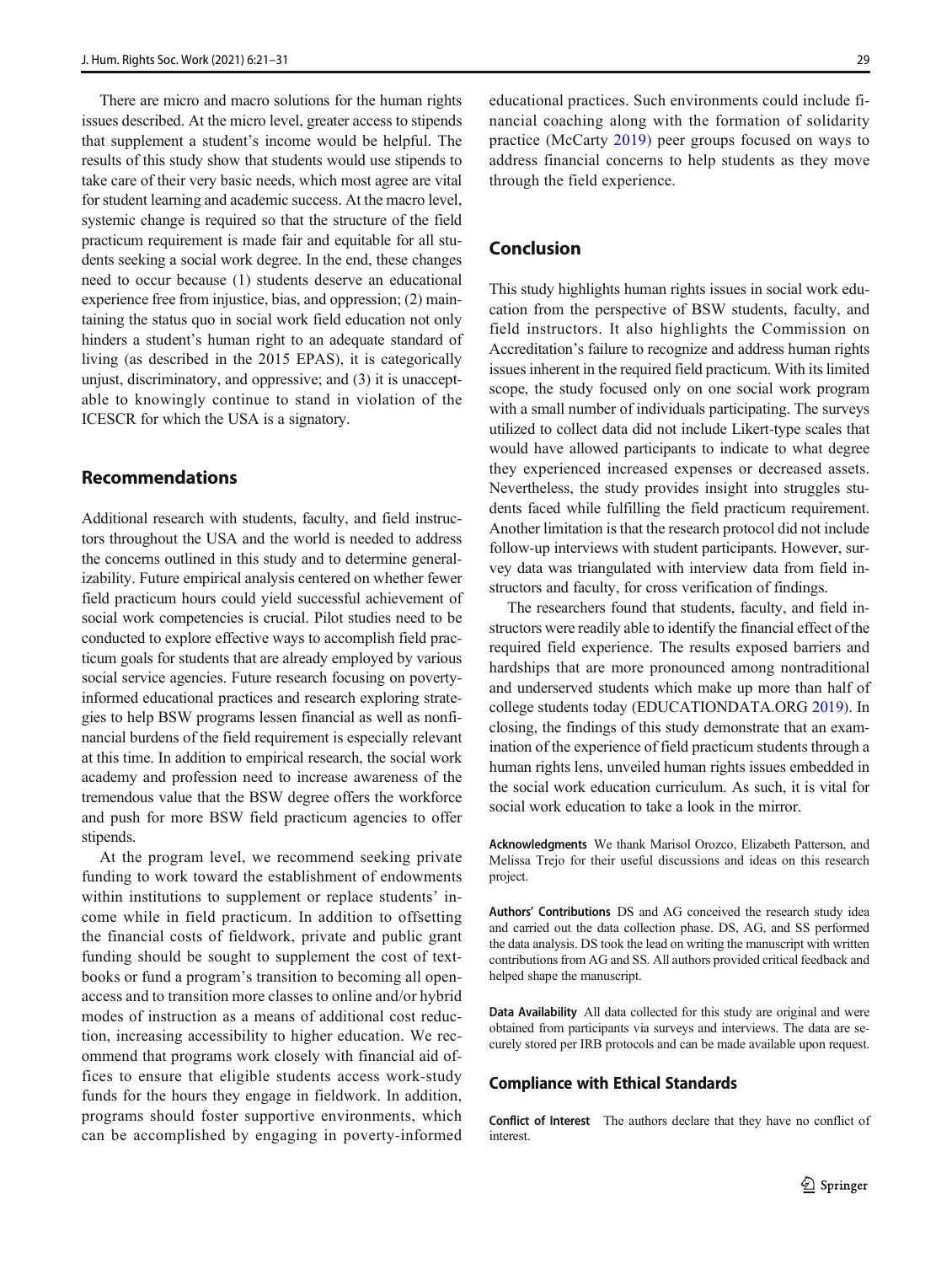There are micro and macro solutions for the human rights issues described. At the micro level, greater access to stipends that supplement a student's income would be helpful. The results of this study show that students would use stipends to take care of their very basic needs, which most agree are vital for student learning and academic success. At the macro level, systemic change is required so that the structure of the field practicum requirement is made fair and equitable for all students seeking a social work degree. In the end, these changes need to occur because (1) students deserve an educational experience free from injustice, bias, and oppression; (2) maintaining the status quo in social work field education not only hinders a student's human right to an adequate standard of living (as described in the 2015 EPAS), it is categorically unjust, discriminatory, and oppressive; and (3) it is unacceptable to knowingly continue to stand in violation of the ICESCR for which the USA is a signatory.

## Recommendations

Additional research with students, faculty, and field instructors throughout the USA and the world is needed to address the concerns outlined in this study and to determine generalizability. Future empirical analysis centered on whether fewer field practicum hours could yield successful achievement of social work competencies is crucial. Pilot studies need to be conducted to explore effective ways to accomplish field practicum goals for students that are already employed by various social service agencies. Future research focusing on poverty-informed educational practices and research exploring strategies to help BSW programs lessen financial as well as nonfinancial burdens of the field requirement is especially relevant at this time. In addition to empirical research, the social work academy and profession need to increase awareness of the tremendous value that the BSW degree offers the workforce and push for more BSW field practicum agencies to offer stipends.

At the program level, we recommend seeking private funding to work toward the establishment of endowments within institutions to supplement or replace students' income while in field practicum. In addition to offsetting the financial costs of fieldwork, private and public grant funding should be sought to supplement the cost of textbooks or fund a program's transition to becoming all open-access and to transition more classes to online and/or hybrid modes of instruction as a means of additional cost reduction, increasing accessibility to higher education. We recommend that programs work closely with financial aid offices to ensure that eligible students access work-study funds for the hours they engage in fieldwork. In addition, programs should foster supportive environments, which can be accomplished by engaging in poverty-informed educational practices. Such environments could include financial coaching along with the formation of solidarity practice (McCarty 2019) peer groups focused on ways to address financial concerns to help students as they move through the field experience.

## Conclusion

This study highlights human rights issues in social work education from the perspective of BSW students, faculty, and field instructors. It also highlights the Commission on Accreditation's failure to recognize and address human rights issues inherent in the required field practicum. With its limited scope, the study focused only on one social work program with a small number of individuals participating. The surveys utilized to collect data did not include Likert-type scales that would have allowed participants to indicate to what degree they experienced increased expenses or decreased assets. Nevertheless, the study provides insight into struggles students faced while fulfilling the field practicum requirement. Another limitation is that the research protocol did not include follow-up interviews with student participants. However, survey data was triangulated with interview data from field instructors and faculty, for cross verification of findings.

The researchers found that students, faculty, and field instructors were readily able to identify the financial effect of the required field experience. The results exposed barriers and hardships that are more pronounced among nontraditional and underserved students which make up more than half of college students today (EDUCATIONDATA.ORG 2019). In closing, the findings of this study demonstrate that an examination of the experience of field practicum students through a human rights lens, unveiled human rights issues embedded in the social work education curriculum. As such, it is vital for social work education to take a look in the mirror.

**Acknowledgments** We thank Marisol Orozco, Elizabeth Patterson, and Melissa Trejo for their useful discussions and ideas on this research project.

**Authors' Contributions** DS and AG conceived the research study idea and carried out the data collection phase. DS, AG, and SS performed the data analysis. DS took the lead on writing the manuscript with written contributions from AG and SS. All authors provided critical feedback and helped shape the manuscript.

**Data Availability** All data collected for this study are original and were obtained from participants via surveys and interviews. The data are securely stored per IRB protocols and can be made available upon request.

### Compliance with Ethical Standards

**Conflict of Interest** The authors declare that they have no conflict of interest.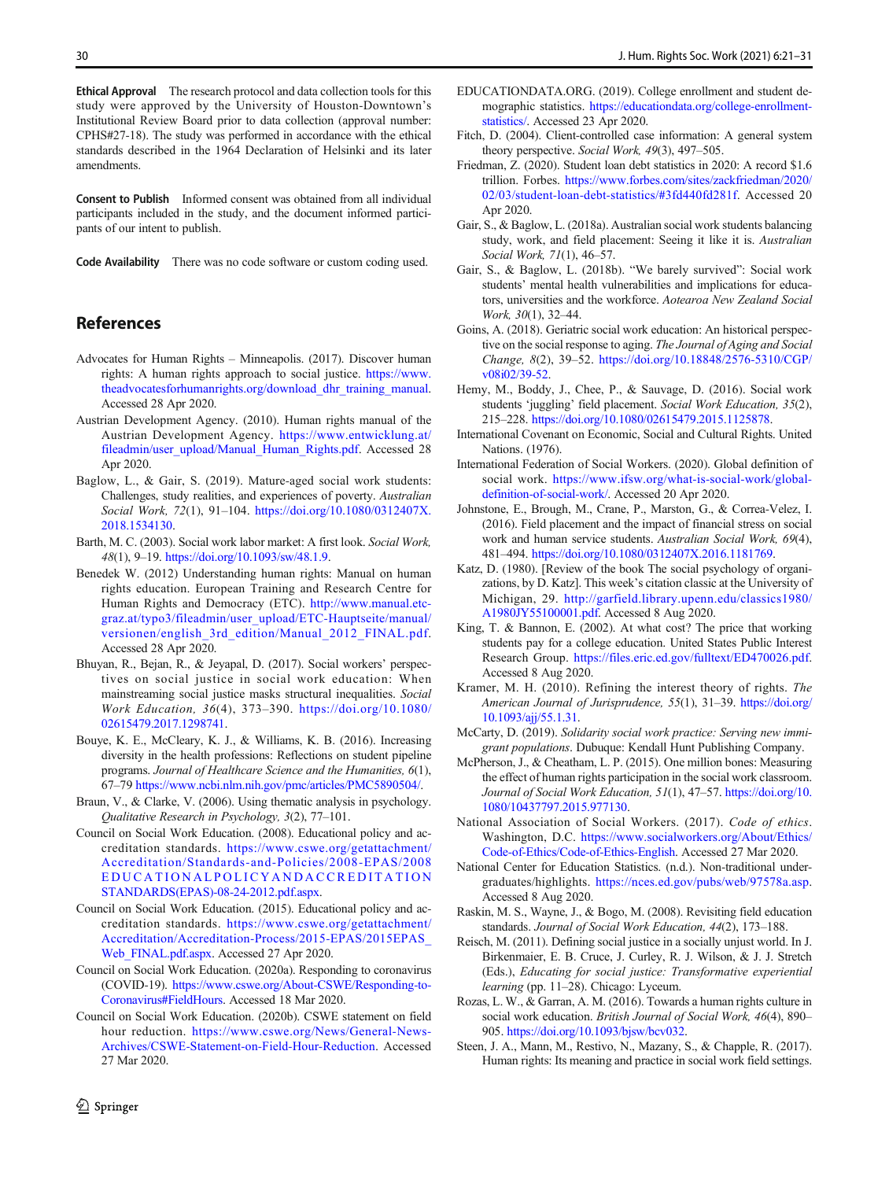**Ethical Approval** The research protocol and data collection tools for this study were approved by the University of Houston-Downtown's Institutional Review Board prior to data collection (approval number: CPHS#27-18). The study was performed in accordance with the ethical standards described in the 1964 Declaration of Helsinki and its later amendments.

**Consent to Publish** Informed consent was obtained from all individual participants included in the study, and the document informed participants of our intent to publish.

**Code Availability** There was no code software or custom coding used.

## References

Advocates for Human Rights – Minneapolis. (2017). Discover human rights: A human rights approach to social justice. https://www.theadvocatesforhumanrights.org/download_dhr_training_manual. Accessed 28 Apr 2020.

Austrian Development Agency. (2010). Human rights manual of the Austrian Development Agency. https://www.entwicklung.at/fileadmin/user_upload/Manual_Human_Rights.pdf. Accessed 28 Apr 2020.

Baglow, L., & Gair, S. (2019). Mature-aged social work students: Challenges, study realities, and experiences of poverty. *Australian Social Work, 72*(1), 91–104. https://doi.org/10.1080/0312407X.2018.1534130.

Barth, M. C. (2003). Social work labor market: A first look. *Social Work, 48*(1), 9–19. https://doi.org/10.1093/sw/48.1.9.

Benedek W. (2012) Understanding human rights: Manual on human rights education. European Training and Research Centre for Human Rights and Democracy (ETC). http://www.manual.etc-graz.at/typo3/fileadmin/user_upload/ETC-Hauptseite/manual/versionen/english_3rd_edition/Manual_2012_FINAL.pdf. Accessed 28 Apr 2020.

Bhuyan, R., Bejan, R., & Jeyapal, D. (2017). Social workers' perspectives on social justice in social work education: When mainstreaming social justice masks structural inequalities. *Social Work Education, 36*(4), 373–390. https://doi.org/10.1080/02615479.2017.1298741.

Bouye, K. E., McCleary, K. J., & Williams, K. B. (2016). Increasing diversity in the health professions: Reflections on student pipeline programs. *Journal of Healthcare Science and the Humanities, 6*(1), 67–79 https://www.ncbi.nlm.nih.gov/pmc/articles/PMC5890504/.

Braun, V., & Clarke, V. (2006). Using thematic analysis in psychology. *Qualitative Research in Psychology, 3*(2), 77–101.

Council on Social Work Education. (2008). Educational policy and accreditation standards. https://www.cswe.org/getattachment/Accreditation/Standards-and-Policies/2008-EPAS/2008EDUCATIONALPOLICYANDACCREDITATIONSTANDARDS(EPAS)-08-24-2012.pdf.aspx.

Council on Social Work Education. (2015). Educational policy and accreditation standards. https://www.cswe.org/getattachment/Accreditation/Accreditation-Process/2015-EPAS/2015EPAS_Web_FINAL.pdf.aspx. Accessed 27 Apr 2020.

Council on Social Work Education. (2020a). Responding to coronavirus (COVID-19). https://www.cswe.org/About-CSWE/Responding-to-Coronavirus#FieldHours. Accessed 18 Mar 2020.

Council on Social Work Education. (2020b). CSWE statement on field hour reduction. https://www.cswe.org/News/General-News-Archives/CSWE-Statement-on-Field-Hour-Reduction. Accessed 27 Mar 2020.

EDUCATIONDATA.ORG. (2019). College enrollment and student demographic statistics. https://educationdata.org/college-enrollment-statistics/. Accessed 23 Apr 2020.

Fitch, D. (2004). Client-controlled case information: A general system theory perspective. *Social Work, 49*(3), 497–505.

Friedman, Z. (2020). Student loan debt statistics in 2020: A record $1.6 trillion. Forbes. https://www.forbes.com/sites/zackfriedman/2020/02/03/student-loan-debt-statistics/#3fd440fd281f. Accessed 20 Apr 2020.

Gair, S., & Baglow, L. (2018a). Australian social work students balancing study, work, and field placement: Seeing it like it is. *Australian Social Work, 71*(1), 46–57.

Gair, S., & Baglow, L. (2018b). "We barely survived": Social work students' mental health vulnerabilities and implications for educators, universities and the workforce. *Aotearoa New Zealand Social Work, 30*(1), 32–44.

Goins, A. (2018). Geriatric social work education: An historical perspective on the social response to aging. *The Journal of Aging and Social Change, 8*(2), 39–52. https://doi.org/10.18848/2576-5310/CGP/v08i02/39-52.

Hemy, M., Boddy, J., Chee, P., & Sauvage, D. (2016). Social work students 'juggling' field placement. *Social Work Education, 35*(2), 215–228. https://doi.org/10.1080/02615479.2015.1125878.

International Covenant on Economic, Social and Cultural Rights. United Nations. (1976).

International Federation of Social Workers. (2020). Global definition of social work. https://www.ifsw.org/what-is-social-work/global-definition-of-social-work/. Accessed 20 Apr 2020.

Johnstone, E., Brough, M., Crane, P., Marston, G., & Correa-Velez, I. (2016). Field placement and the impact of financial stress on social work and human service students. *Australian Social Work, 69*(4), 481–494. https://doi.org/10.1080/0312407X.2016.1181769.

Katz, D. (1980). [Review of the book The social psychology of organizations, by D. Katz]. This week's citation classic at the University of Michigan, 29. http://garfield.library.upenn.edu/classics1980/A1980JY55100001.pdf. Accessed 8 Aug 2020.

King, T. & Bannon, E. (2002). At what cost? The price that working students pay for a college education. United States Public Interest Research Group. https://files.eric.ed.gov/fulltext/ED470026.pdf. Accessed 8 Aug 2020.

Kramer, M. H. (2010). Refining the interest theory of rights. *The American Journal of Jurisprudence, 55*(1), 31–39. https://doi.org/10.1093/ajj/55.1.31.

McCarty, D. (2019). *Solidarity social work practice: Serving new immigrant populations*. Dubuque: Kendall Hunt Publishing Company.

McPherson, J., & Cheatham, L. P. (2015). One million bones: Measuring the effect of human rights participation in the social work classroom. *Journal of Social Work Education, 51*(1), 47–57. https://doi.org/10.1080/10437797.2015.977130.

National Association of Social Workers. (2017). *Code of ethics*. Washington, D.C. https://www.socialworkers.org/About/Ethics/Code-of-Ethics/Code-of-Ethics-English. Accessed 27 Mar 2020.

National Center for Education Statistics. (n.d.). Non-traditional undergraduates/highlights. https://nces.ed.gov/pubs/web/97578a.asp. Accessed 8 Aug 2020.

Raskin, M. S., Wayne, J., & Bogo, M. (2008). Revisiting field education standards. *Journal of Social Work Education, 44*(2), 173–188.

Reisch, M. (2011). Defining social justice in a socially unjust world. In J. Birkenmaier, E. B. Cruce, J. Curley, R. J. Wilson, & J. J. Stretch (Eds.), *Educating for social justice: Transformative experiential learning* (pp. 11–28). Chicago: Lyceum.

Rozas, L. W., & Garran, A. M. (2016). Towards a human rights culture in social work education. *British Journal of Social Work, 46*(4), 890–905. https://doi.org/10.1093/bjsw/bcv032.

Steen, J. A., Mann, M., Restivo, N., Mazany, S., & Chapple, R. (2017). Human rights: Its meaning and practice in social work field settings.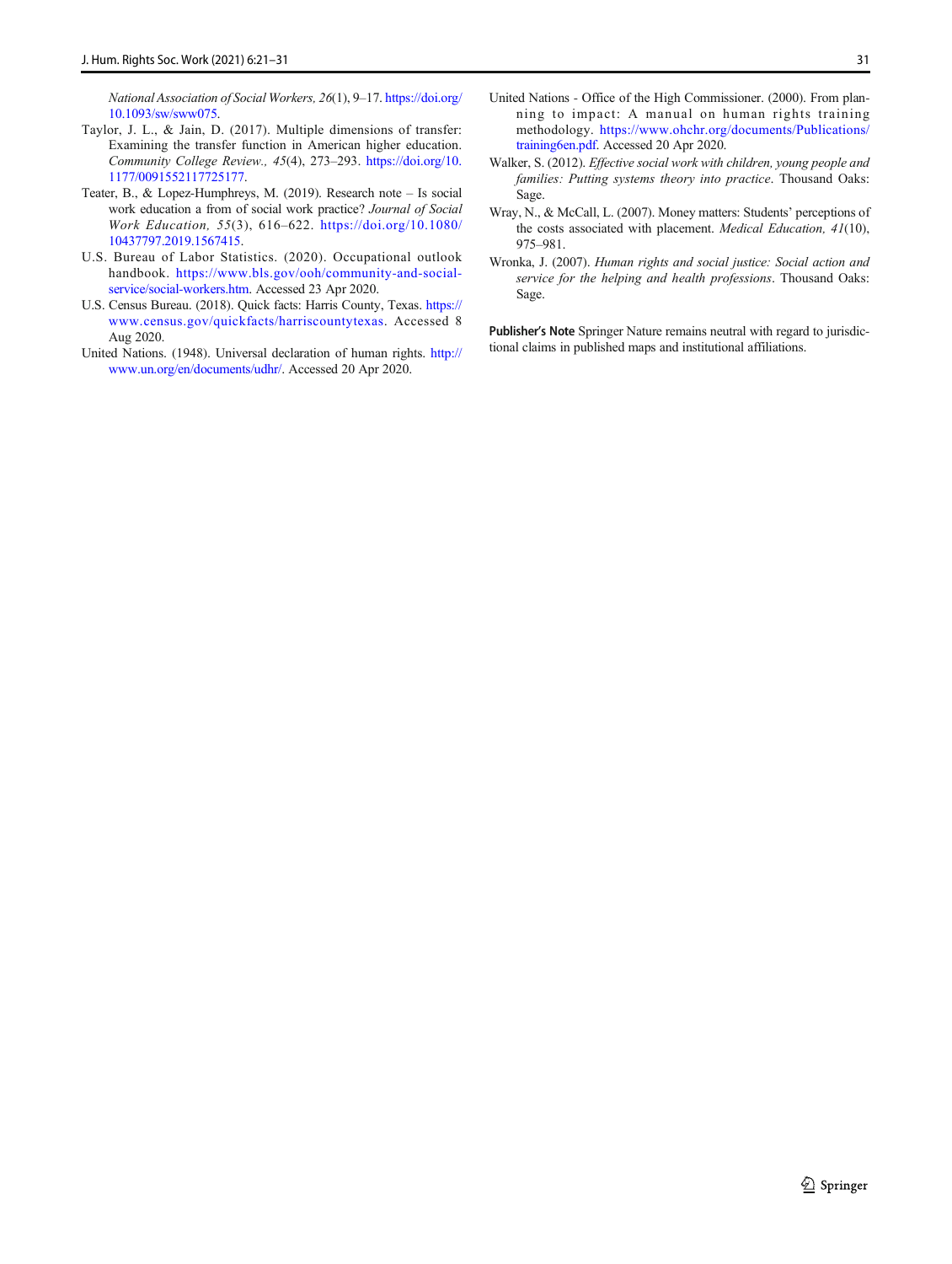*National Association of Social Workers, 26*(1), 9–17. https://doi.org/10.1093/sw/sww075.

Taylor, J. L., & Jain, D. (2017). Multiple dimensions of transfer: Examining the transfer function in American higher education. *Community College Review., 45*(4), 273–293. https://doi.org/10.1177/0091552117725177.

Teater, B., & Lopez-Humphreys, M. (2019). Research note – Is social work education a from of social work practice? *Journal of Social Work Education, 55*(3), 616–622. https://doi.org/10.1080/10437797.2019.1567415.

U.S. Bureau of Labor Statistics. (2020). Occupational outlook handbook. https://www.bls.gov/ooh/community-and-social-service/social-workers.htm. Accessed 23 Apr 2020.

U.S. Census Bureau. (2018). Quick facts: Harris County, Texas. https://www.census.gov/quickfacts/harriscountytexas. Accessed 8 Aug 2020.

United Nations. (1948). Universal declaration of human rights. http://www.un.org/en/documents/udhr/. Accessed 20 Apr 2020.

United Nations - Office of the High Commissioner. (2000). From planning to impact: A manual on human rights training methodology. https://www.ohchr.org/documents/Publications/training6en.pdf. Accessed 20 Apr 2020.

Walker, S. (2012). *Effective social work with children, young people and families: Putting systems theory into practice*. Thousand Oaks: Sage.

Wray, N., & McCall, L. (2007). Money matters: Students' perceptions of the costs associated with placement. *Medical Education, 41*(10), 975–981.

Wronka, J. (2007). *Human rights and social justice: Social action and service for the helping and health professions*. Thousand Oaks: Sage.

**Publisher's Note** Springer Nature remains neutral with regard to jurisdictional claims in published maps and institutional affiliations.